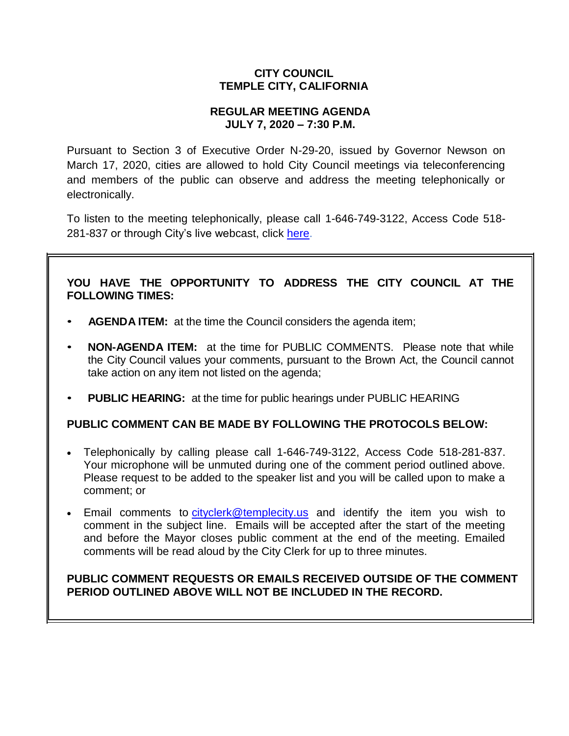**CITY COUNCIL**
**TEMPLE CITY, CALIFORNIA**

**REGULAR MEETING AGENDA**
**JULY 7, 2020 – 7:30 P.M.**

Pursuant to Section 3 of Executive Order N-29-20, issued by Governor Newson on March 17, 2020, cities are allowed to hold City Council meetings via teleconferencing and members of the public can observe and address the meeting telephonically or electronically.

To listen to the meeting telephonically, please call 1-646-749-3122, Access Code 518-281-837 or through City's live webcast, click here.

**YOU HAVE THE OPPORTUNITY TO ADDRESS THE CITY COUNCIL AT THE FOLLOWING TIMES:**

- **AGENDA ITEM:** at the time the Council considers the agenda item;
- **NON-AGENDA ITEM:** at the time for PUBLIC COMMENTS. Please note that while the City Council values your comments, pursuant to the Brown Act, the Council cannot take action on any item not listed on the agenda;
- **PUBLIC HEARING:** at the time for public hearings under PUBLIC HEARING

**PUBLIC COMMENT CAN BE MADE BY FOLLOWING THE PROTOCOLS BELOW:**

- Telephonically by calling please call 1-646-749-3122, Access Code 518-281-837. Your microphone will be unmuted during one of the comment period outlined above. Please request to be added to the speaker list and you will be called upon to make a comment; or
- Email comments to cityclerk@templecity.us and identify the item you wish to comment in the subject line. Emails will be accepted after the start of the meeting and before the Mayor closes public comment at the end of the meeting. Emailed comments will be read aloud by the City Clerk for up to three minutes.

**PUBLIC COMMENT REQUESTS OR EMAILS RECEIVED OUTSIDE OF THE COMMENT PERIOD OUTLINED ABOVE WILL NOT BE INCLUDED IN THE RECORD.**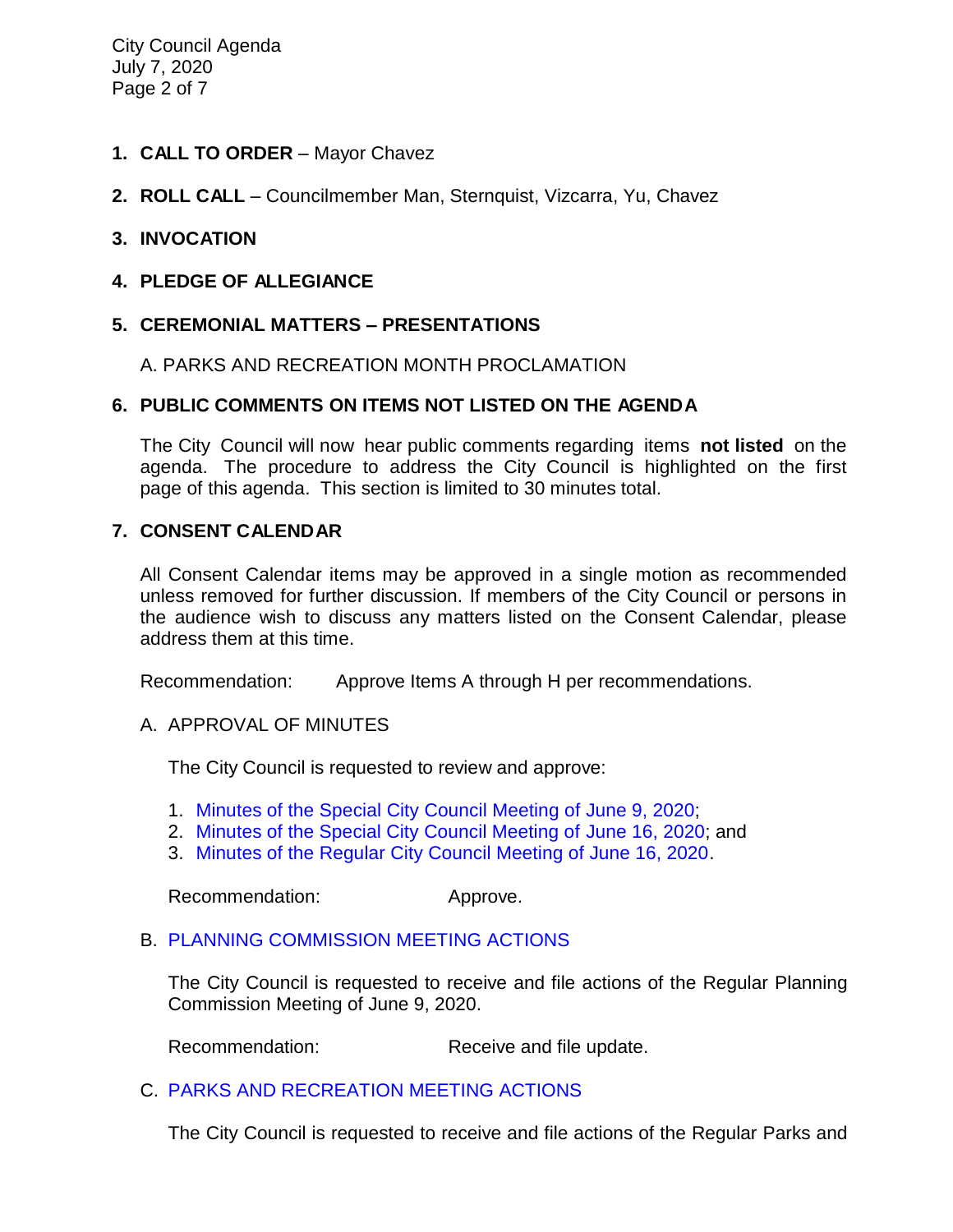1. **CALL TO ORDER** – Mayor Chavez

2. **ROLL CALL** – Councilmember Man, Sternquist, Vizcarra, Yu, Chavez

3. **INVOCATION**

4. **PLEDGE OF ALLEGIANCE**

5. **CEREMONIAL MATTERS – PRESENTATIONS**

   A. PARKS AND RECREATION MONTH PROCLAMATION

6. **PUBLIC COMMENTS ON ITEMS NOT LISTED ON THE AGENDA**

   The City Council will now hear public comments regarding items **not listed** on the agenda. The procedure to address the City Council is highlighted on the first page of this agenda. This section is limited to 30 minutes total.

7. **CONSENT CALENDAR**

   All Consent Calendar items may be approved in a single motion as recommended unless removed for further discussion. If members of the City Council or persons in the audience wish to discuss any matters listed on the Consent Calendar, please address them at this time.

   Recommendation: Approve Items A through H per recommendations.

   A. APPROVAL OF MINUTES

      The City Council is requested to review and approve:

      1. Minutes of the Special City Council Meeting of June 9, 2020;
      2. Minutes of the Special City Council Meeting of June 16, 2020; and
      3. Minutes of the Regular City Council Meeting of June 16, 2020.

      Recommendation: Approve.

   B. PLANNING COMMISSION MEETING ACTIONS

      The City Council is requested to receive and file actions of the Regular Planning Commission Meeting of June 9, 2020.

      Recommendation: Receive and file update.

   C. PARKS AND RECREATION MEETING ACTIONS

      The City Council is requested to receive and file actions of the Regular Parks and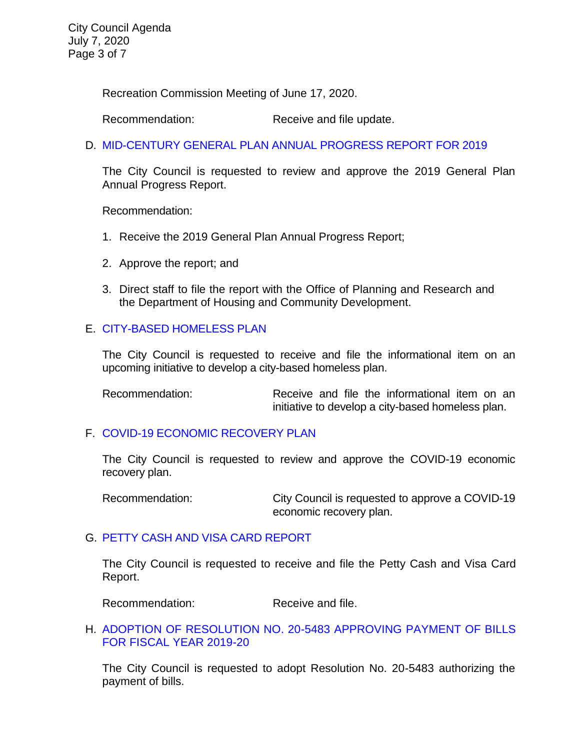Recreation Commission Meeting of June 17, 2020.

Recommendation: Receive and file update.

D. MID-CENTURY GENERAL PLAN ANNUAL PROGRESS REPORT FOR 2019

The City Council is requested to review and approve the 2019 General Plan Annual Progress Report.

Recommendation:

1. Receive the 2019 General Plan Annual Progress Report;
2. Approve the report; and
3. Direct staff to file the report with the Office of Planning and Research and the Department of Housing and Community Development.

E. CITY-BASED HOMELESS PLAN

The City Council is requested to receive and file the informational item on an upcoming initiative to develop a city-based homeless plan.

Recommendation: Receive and file the informational item on an initiative to develop a city-based homeless plan.

F. COVID-19 ECONOMIC RECOVERY PLAN

The City Council is requested to review and approve the COVID-19 economic recovery plan.

Recommendation: City Council is requested to approve a COVID-19 economic recovery plan.

G. PETTY CASH AND VISA CARD REPORT

The City Council is requested to receive and file the Petty Cash and Visa Card Report.

Recommendation: Receive and file.

H. ADOPTION OF RESOLUTION NO. 20-5483 APPROVING PAYMENT OF BILLS FOR FISCAL YEAR 2019-20

The City Council is requested to adopt Resolution No. 20-5483 authorizing the payment of bills.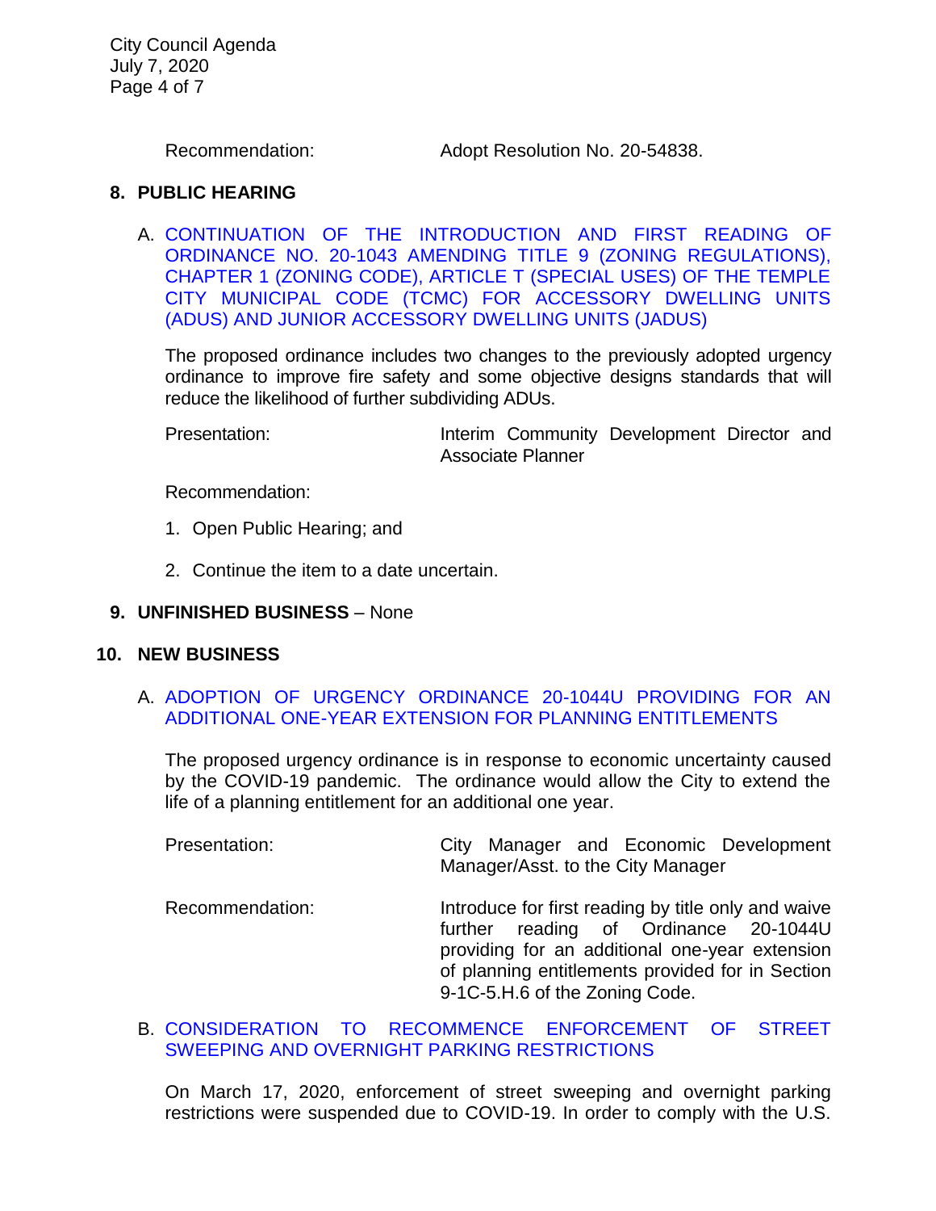Recommendation: Adopt Resolution No. 20-54838.

## 8. PUBLIC HEARING

A. CONTINUATION OF THE INTRODUCTION AND FIRST READING OF ORDINANCE NO. 20-1043 AMENDING TITLE 9 (ZONING REGULATIONS), CHAPTER 1 (ZONING CODE), ARTICLE T (SPECIAL USES) OF THE TEMPLE CITY MUNICIPAL CODE (TCMC) FOR ACCESSORY DWELLING UNITS (ADUS) AND JUNIOR ACCESSORY DWELLING UNITS (JADUS)

The proposed ordinance includes two changes to the previously adopted urgency ordinance to improve fire safety and some objective designs standards that will reduce the likelihood of further subdividing ADUs.

Presentation: Interim Community Development Director and Associate Planner

Recommendation:

1. Open Public Hearing; and
2. Continue the item to a date uncertain.

## 9. UNFINISHED BUSINESS – None

## 10. NEW BUSINESS

A. ADOPTION OF URGENCY ORDINANCE 20-1044U PROVIDING FOR AN ADDITIONAL ONE-YEAR EXTENSION FOR PLANNING ENTITLEMENTS

The proposed urgency ordinance is in response to economic uncertainty caused by the COVID-19 pandemic. The ordinance would allow the City to extend the life of a planning entitlement for an additional one year.

Presentation: City Manager and Economic Development Manager/Asst. to the City Manager

Recommendation: Introduce for first reading by title only and waive further reading of Ordinance 20-1044U providing for an additional one-year extension of planning entitlements provided for in Section 9-1C-5.H.6 of the Zoning Code.

B. CONSIDERATION TO RECOMMENCE ENFORCEMENT OF STREET SWEEPING AND OVERNIGHT PARKING RESTRICTIONS

On March 17, 2020, enforcement of street sweeping and overnight parking restrictions were suspended due to COVID-19. In order to comply with the U.S.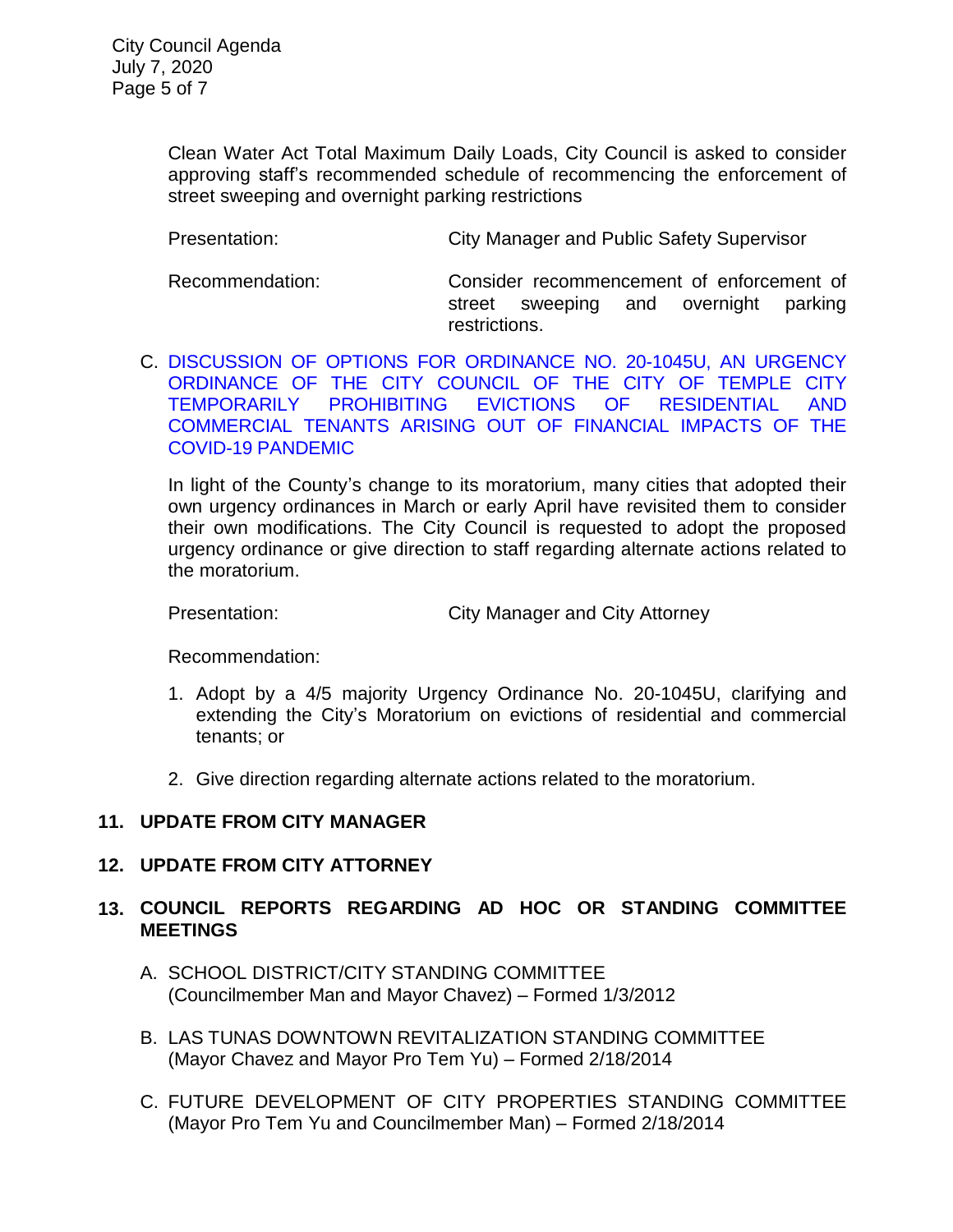Clean Water Act Total Maximum Daily Loads, City Council is asked to consider approving staff's recommended schedule of recommencing the enforcement of street sweeping and overnight parking restrictions

Presentation: City Manager and Public Safety Supervisor

Recommendation: Consider recommencement of enforcement of street sweeping and overnight parking restrictions.

C. DISCUSSION OF OPTIONS FOR ORDINANCE NO. 20-1045U, AN URGENCY ORDINANCE OF THE CITY COUNCIL OF THE CITY OF TEMPLE CITY TEMPORARILY PROHIBITING EVICTIONS OF RESIDENTIAL AND COMMERCIAL TENANTS ARISING OUT OF FINANCIAL IMPACTS OF THE COVID-19 PANDEMIC

In light of the County's change to its moratorium, many cities that adopted their own urgency ordinances in March or early April have revisited them to consider their own modifications. The City Council is requested to adopt the proposed urgency ordinance or give direction to staff regarding alternate actions related to the moratorium.

Presentation: City Manager and City Attorney

Recommendation:

1. Adopt by a 4/5 majority Urgency Ordinance No. 20-1045U, clarifying and extending the City's Moratorium on evictions of residential and commercial tenants; or

2. Give direction regarding alternate actions related to the moratorium.

**11. UPDATE FROM CITY MANAGER**

**12. UPDATE FROM CITY ATTORNEY**

**13. COUNCIL REPORTS REGARDING AD HOC OR STANDING COMMITTEE MEETINGS**

A. SCHOOL DISTRICT/CITY STANDING COMMITTEE
(Councilmember Man and Mayor Chavez) – Formed 1/3/2012

B. LAS TUNAS DOWNTOWN REVITALIZATION STANDING COMMITTEE
(Mayor Chavez and Mayor Pro Tem Yu) – Formed 2/18/2014

C. FUTURE DEVELOPMENT OF CITY PROPERTIES STANDING COMMITTEE
(Mayor Pro Tem Yu and Councilmember Man) – Formed 2/18/2014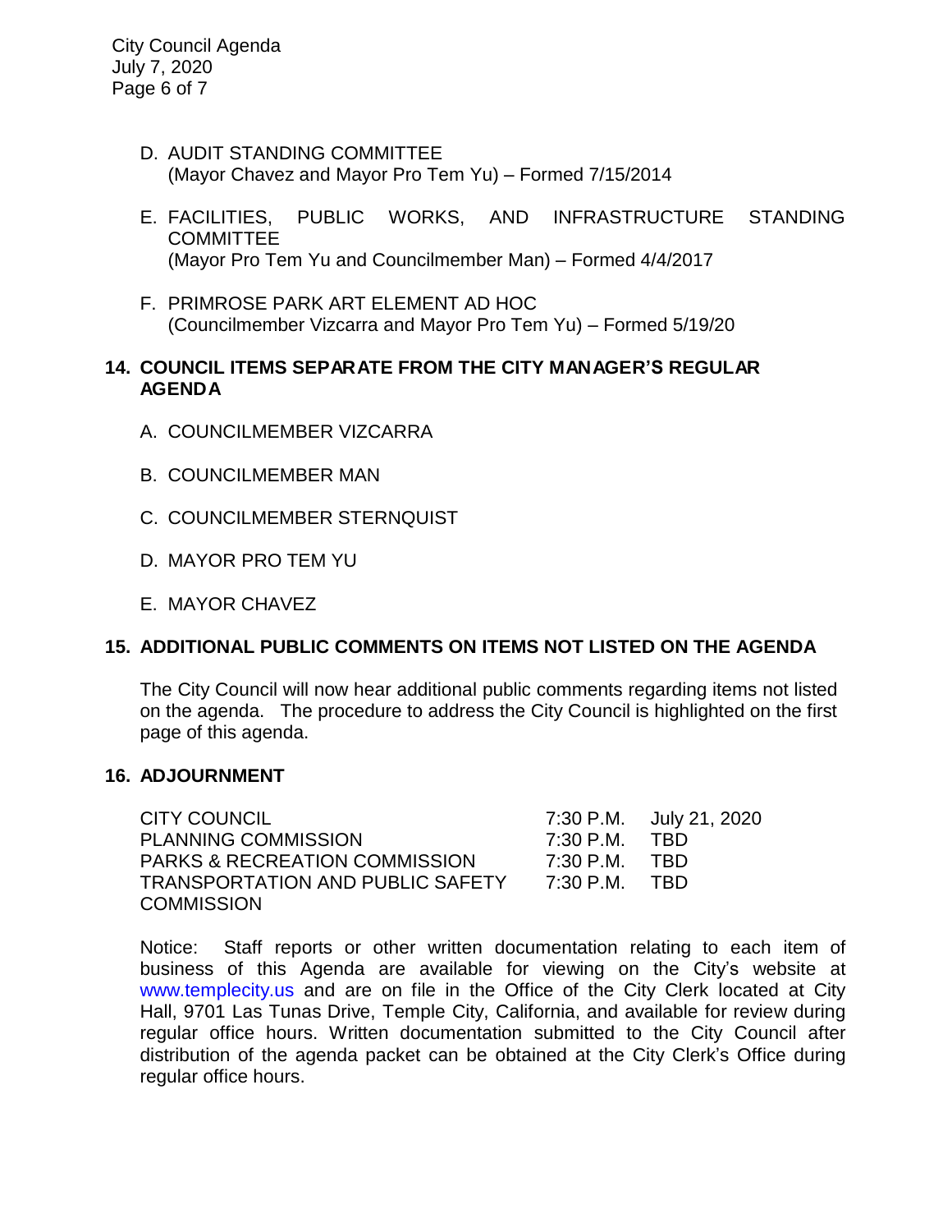D. AUDIT STANDING COMMITTEE
(Mayor Chavez and Mayor Pro Tem Yu) – Formed 7/15/2014

E. FACILITIES, PUBLIC WORKS, AND INFRASTRUCTURE STANDING COMMITTEE
(Mayor Pro Tem Yu and Councilmember Man) – Formed 4/4/2017

F. PRIMROSE PARK ART ELEMENT AD HOC
(Councilmember Vizcarra and Mayor Pro Tem Yu) – Formed 5/19/20

## 14. COUNCIL ITEMS SEPARATE FROM THE CITY MANAGER'S REGULAR AGENDA

A. COUNCILMEMBER VIZCARRA

B. COUNCILMEMBER MAN

C. COUNCILMEMBER STERNQUIST

D. MAYOR PRO TEM YU

E. MAYOR CHAVEZ

## 15. ADDITIONAL PUBLIC COMMENTS ON ITEMS NOT LISTED ON THE AGENDA

The City Council will now hear additional public comments regarding items not listed on the agenda. The procedure to address the City Council is highlighted on the first page of this agenda.

## 16. ADJOURNMENT

| | | |
|---|---|---|
| CITY COUNCIL | 7:30 P.M. | July 21, 2020 |
| PLANNING COMMISSION | 7:30 P.M. | TBD |
| PARKS & RECREATION COMMISSION | 7:30 P.M. | TBD |
| TRANSPORTATION AND PUBLIC SAFETY COMMISSION | 7:30 P.M. | TBD |

Notice: Staff reports or other written documentation relating to each item of business of this Agenda are available for viewing on the City's website at www.templecity.us and are on file in the Office of the City Clerk located at City Hall, 9701 Las Tunas Drive, Temple City, California, and available for review during regular office hours. Written documentation submitted to the City Council after distribution of the agenda packet can be obtained at the City Clerk's Office during regular office hours.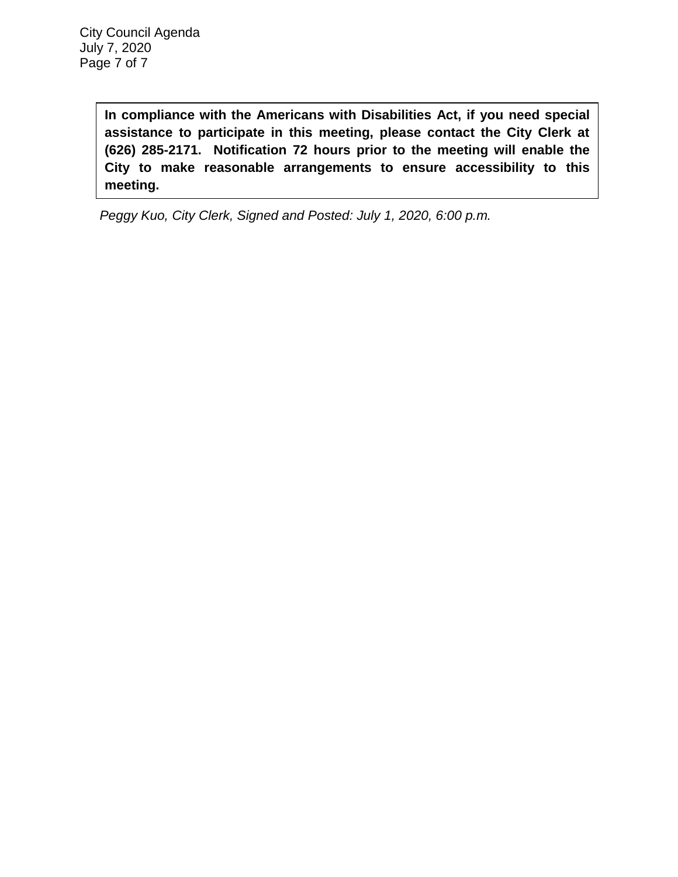**In compliance with the Americans with Disabilities Act, if you need special assistance to participate in this meeting, please contact the City Clerk at (626) 285-2171. Notification 72 hours prior to the meeting will enable the City to make reasonable arrangements to ensure accessibility to this meeting.**

*Peggy Kuo, City Clerk, Signed and Posted: July 1, 2020, 6:00 p.m.*